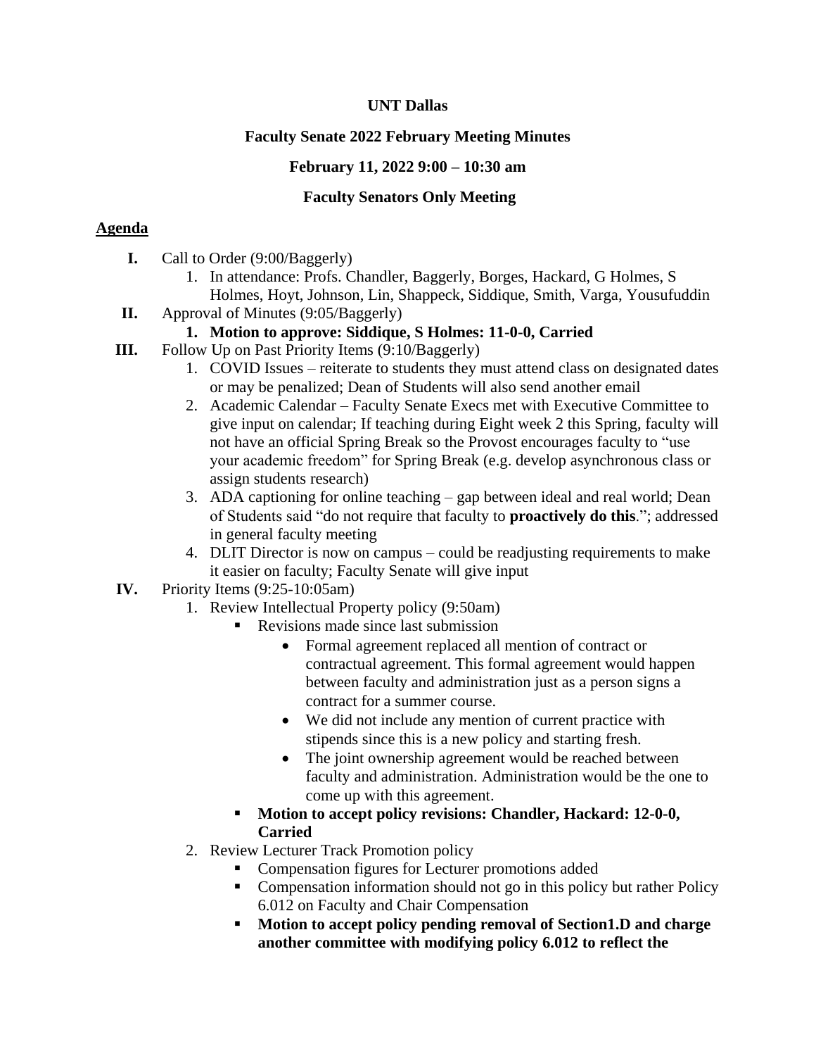**UNT Dallas**

**Faculty Senate 2022 February Meeting Minutes**

**February 11, 2022 9:00 – 10:30 am**

**Faculty Senators Only Meeting**

## <u>Agenda</u>

**I.** Call to Order (9:00/Baggerly)

1. In attendance: Profs. Chandler, Baggerly, Borges, Hackard, G Holmes, S Holmes, Hoyt, Johnson, Lin, Shappeck, Siddique, Smith, Varga, Yousufuddin

**II.** Approval of Minutes (9:05/Baggerly)

1. **Motion to approve: Siddique, S Holmes: 11-0-0, Carried**

**III.** Follow Up on Past Priority Items (9:10/Baggerly)

1. COVID Issues – reiterate to students they must attend class on designated dates or may be penalized; Dean of Students will also send another email
2. Academic Calendar – Faculty Senate Execs met with Executive Committee to give input on calendar; If teaching during Eight week 2 this Spring, faculty will not have an official Spring Break so the Provost encourages faculty to "use your academic freedom" for Spring Break (e.g. develop asynchronous class or assign students research)
3. ADA captioning for online teaching – gap between ideal and real world; Dean of Students said "do not require that faculty to **proactively do this**."; addressed in general faculty meeting
4. DLIT Director is now on campus – could be readjusting requirements to make it easier on faculty; Faculty Senate will give input

**IV.** Priority Items (9:25-10:05am)

1. Review Intellectual Property policy (9:50am)
   - Revisions made since last submission
     - Formal agreement replaced all mention of contract or contractual agreement. This formal agreement would happen between faculty and administration just as a person signs a contract for a summer course.
     - We did not include any mention of current practice with stipends since this is a new policy and starting fresh.
     - The joint ownership agreement would be reached between faculty and administration. Administration would be the one to come up with this agreement.
   - **Motion to accept policy revisions: Chandler, Hackard: 12-0-0, Carried**
2. Review Lecturer Track Promotion policy
   - Compensation figures for Lecturer promotions added
   - Compensation information should not go in this policy but rather Policy 6.012 on Faculty and Chair Compensation
   - **Motion to accept policy pending removal of Section1.D and charge another committee with modifying policy 6.012 to reflect the**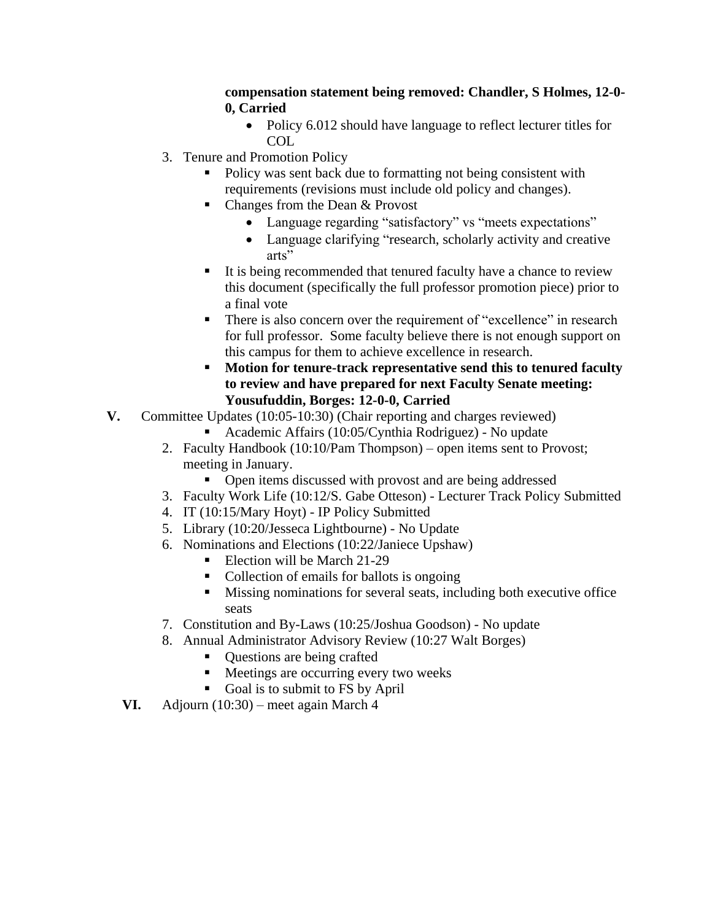**compensation statement being removed: Chandler, S Holmes, 12-0-0, Carried**

- Policy 6.012 should have language to reflect lecturer titles for COL

3. Tenure and Promotion Policy
   - Policy was sent back due to formatting not being consistent with requirements (revisions must include old policy and changes).
   - Changes from the Dean & Provost
     - Language regarding "satisfactory" vs "meets expectations"
     - Language clarifying "research, scholarly activity and creative arts"
   - It is being recommended that tenured faculty have a chance to review this document (specifically the full professor promotion piece) prior to a final vote
   - There is also concern over the requirement of "excellence" in research for full professor. Some faculty believe there is not enough support on this campus for them to achieve excellence in research.
   - **Motion for tenure-track representative send this to tenured faculty to review and have prepared for next Faculty Senate meeting: Yousufuddin, Borges: 12-0-0, Carried**

**V.** Committee Updates (10:05-10:30) (Chair reporting and charges reviewed)

- Academic Affairs (10:05/Cynthia Rodriguez) - No update

2. Faculty Handbook (10:10/Pam Thompson) – open items sent to Provost; meeting in January.
   - Open items discussed with provost and are being addressed
3. Faculty Work Life (10:12/S. Gabe Otteson) - Lecturer Track Policy Submitted
4. IT (10:15/Mary Hoyt) - IP Policy Submitted
5. Library (10:20/Jesseca Lightbourne) - No Update
6. Nominations and Elections (10:22/Janiece Upshaw)
   - Election will be March 21-29
   - Collection of emails for ballots is ongoing
   - Missing nominations for several seats, including both executive office seats
7. Constitution and By-Laws (10:25/Joshua Goodson) - No update
8. Annual Administrator Advisory Review (10:27 Walt Borges)
   - Questions are being crafted
   - Meetings are occurring every two weeks
   - Goal is to submit to FS by April

**VI.** Adjourn (10:30) – meet again March 4